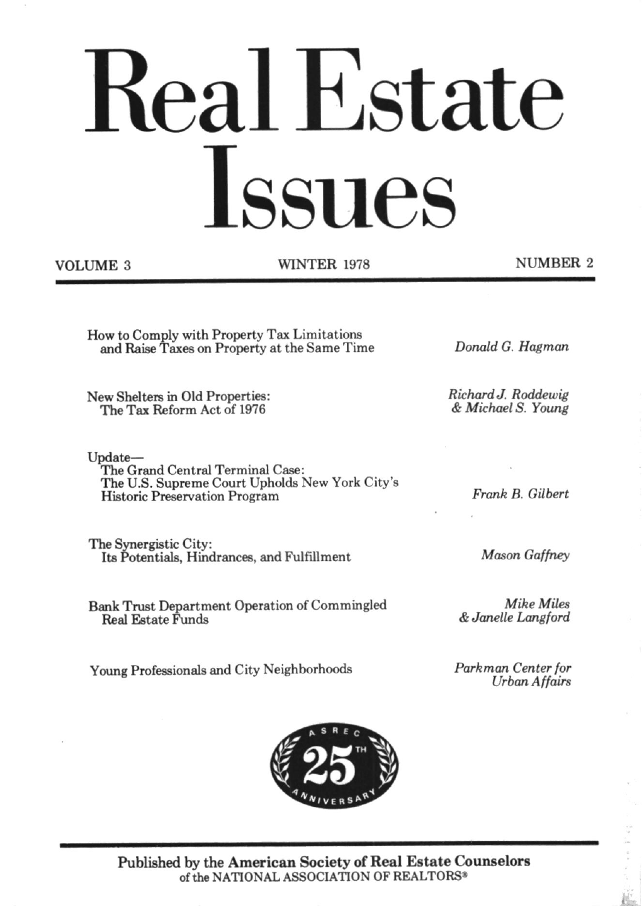# Real Estate Issues

VOLUME 3 WINTER 1978 NUMBER 2

How to Comply with Property Tax Limitations and Raise Taxes on Property at the Same Time — *Donald G. Hagman*

New Shelters in Old Properties: The Tax Reform Act of 1976 — *Richard J. Roddewig & Michael S. Young*

Update—
The Grand Central Terminal Case: The U.S. Supreme Court Upholds New York City's Historic Preservation Program — *Frank B. Gilbert*

The Synergistic City: Its Potentials, Hindrances, and Fulfillment — *Mason Gaffney*

Bank Trust Department Operation of Commingled Real Estate Funds — *Mike Miles & Janelle Langford*

Young Professionals and City Neighborhoods — *Parkman Center for Urban Affairs*

ASREC 25TH ANNIVERSARY

**Published by the American Society of Real Estate Counselors**
**of the NATIONAL ASSOCIATION OF REALTORS®**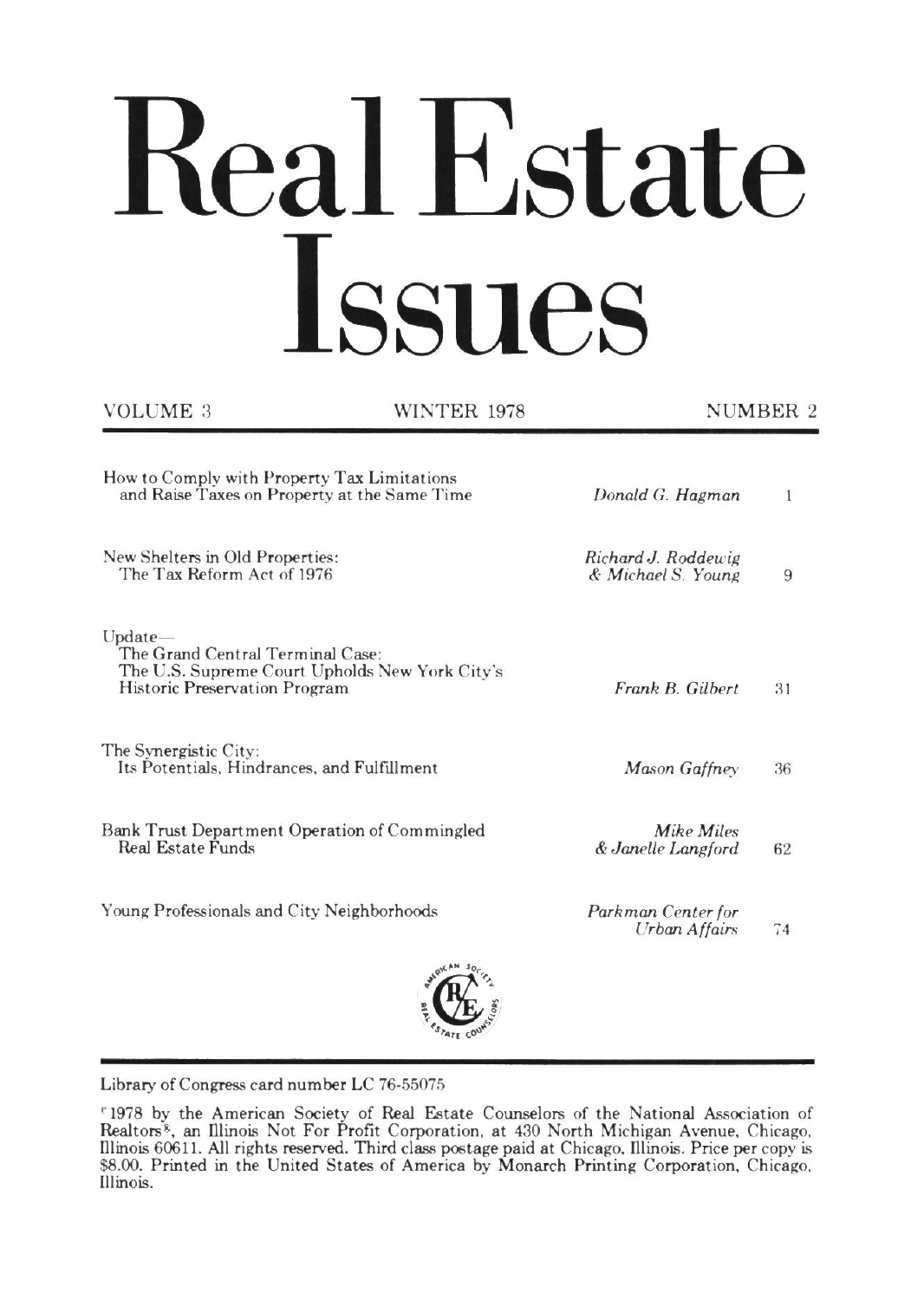# Real Estate Issues

VOLUME 3 WINTER 1978 NUMBER 2

| | | |
|---|---|---|
| How to Comply with Property Tax Limitations and Raise Taxes on Property at the Same Time | *Donald G. Hagman* | 1 |
| New Shelters in Old Properties: The Tax Reform Act of 1976 | *Richard J. Roddewig & Michael S. Young* | 9 |
| Update— The Grand Central Terminal Case: The U.S. Supreme Court Upholds New York City's Historic Preservation Program | *Frank B. Gilbert* | 31 |
| The Synergistic City: Its Potentials, Hindrances, and Fulfillment | *Mason Gaffney* | 36 |
| Bank Trust Department Operation of Commingled Real Estate Funds | *Mike Miles & Janelle Langford* | 62 |
| Young Professionals and City Neighborhoods | *Parkman Center for Urban Affairs* | 74 |

Library of Congress card number LC 76-55075

©1978 by the American Society of Real Estate Counselors of the National Association of Realtors®, an Illinois Not For Profit Corporation, at 430 North Michigan Avenue, Chicago, Illinois 60611. All rights reserved. Third class postage paid at Chicago, Illinois. Price per copy is $8.00. Printed in the United States of America by Monarch Printing Corporation, Chicago, Illinois.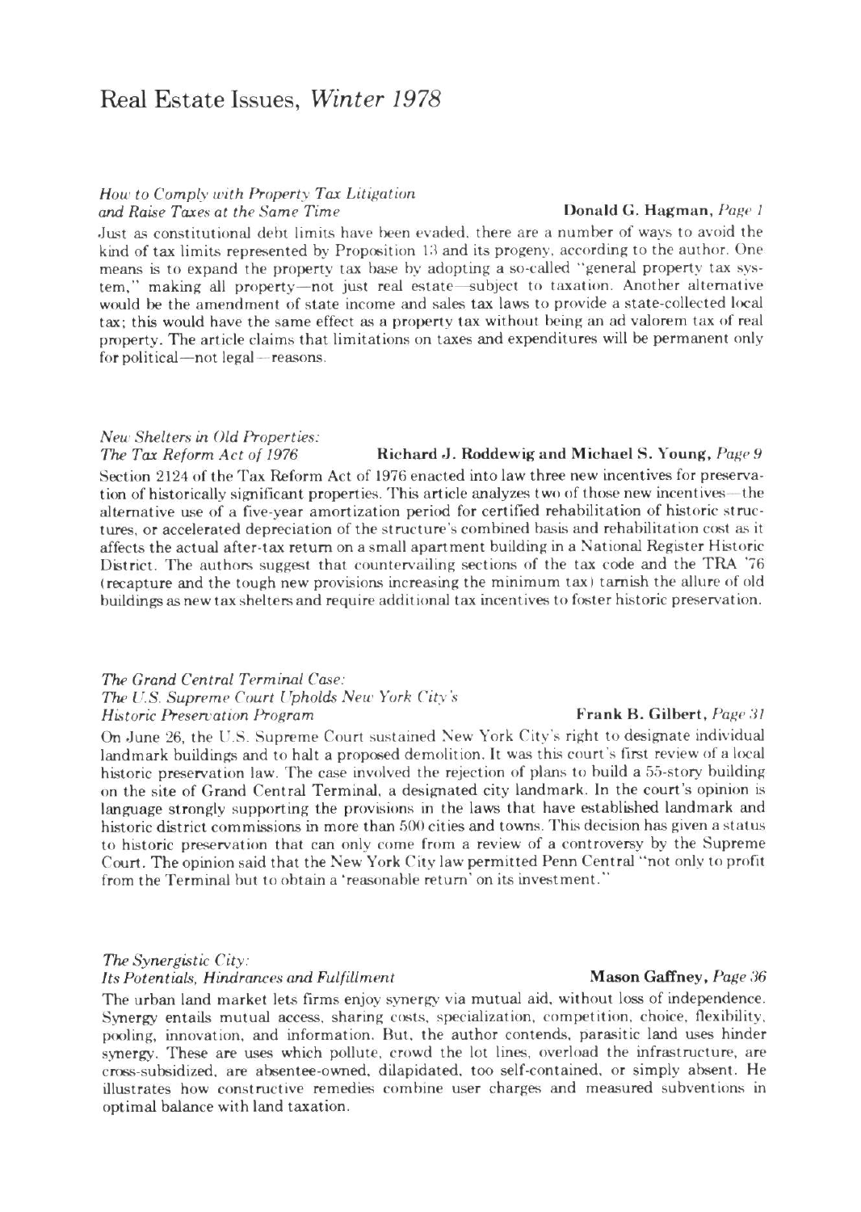# Real Estate Issues, *Winter 1978*

*How to Comply with Property Tax Litigation and Raise Taxes at the Same Time* — **Donald G. Hagman,** *Page 1*

Just as constitutional debt limits have been evaded, there are a number of ways to avoid the kind of tax limits represented by Proposition 13 and its progeny, according to the author. One means is to expand the property tax base by adopting a so-called "general property tax system," making all property—not just real estate—subject to taxation. Another alternative would be the amendment of state income and sales tax laws to provide a state-collected local tax; this would have the same effect as a property tax without being an ad valorem tax of real property. The article claims that limitations on taxes and expenditures will be permanent only for political—not legal—reasons.

*New Shelters in Old Properties: The Tax Reform Act of 1976* — **Richard J. Roddewig and Michael S. Young,** *Page 9*

Section 2124 of the Tax Reform Act of 1976 enacted into law three new incentives for preservation of historically significant properties. This article analyzes two of those new incentives—the alternative use of a five-year amortization period for certified rehabilitation of historic structures, or accelerated depreciation of the structure's combined basis and rehabilitation cost as it affects the actual after-tax return on a small apartment building in a National Register Historic District. The authors suggest that countervailing sections of the tax code and the TRA '76 (recapture and the tough new provisions increasing the minimum tax) tarnish the allure of old buildings as new tax shelters and require additional tax incentives to foster historic preservation.

*The Grand Central Terminal Case: The U.S. Supreme Court Upholds New York City's Historic Preservation Program* — **Frank B. Gilbert,** *Page 31*

On June 26, the U.S. Supreme Court sustained New York City's right to designate individual landmark buildings and to halt a proposed demolition. It was this court's first review of a local historic preservation law. The case involved the rejection of plans to build a 55-story building on the site of Grand Central Terminal, a designated city landmark. In the court's opinion is language strongly supporting the provisions in the laws that have established landmark and historic district commissions in more than 500 cities and towns. This decision has given a status to historic preservation that can only come from a review of a controversy by the Supreme Court. The opinion said that the New York City law permitted Penn Central "not only to profit from the Terminal but to obtain a 'reasonable return' on its investment."

*The Synergistic City: Its Potentials, Hindrances and Fulfillment* — **Mason Gaffney,** *Page 36*

The urban land market lets firms enjoy synergy via mutual aid, without loss of independence. Synergy entails mutual access, sharing costs, specialization, competition, choice, flexibility, pooling, innovation, and information. But, the author contends, parasitic land uses hinder synergy. These are uses which pollute, crowd the lot lines, overload the infrastructure, are cross-subsidized, are absentee-owned, dilapidated, too self-contained, or simply absent. He illustrates how constructive remedies combine user charges and measured subventions in optimal balance with land taxation.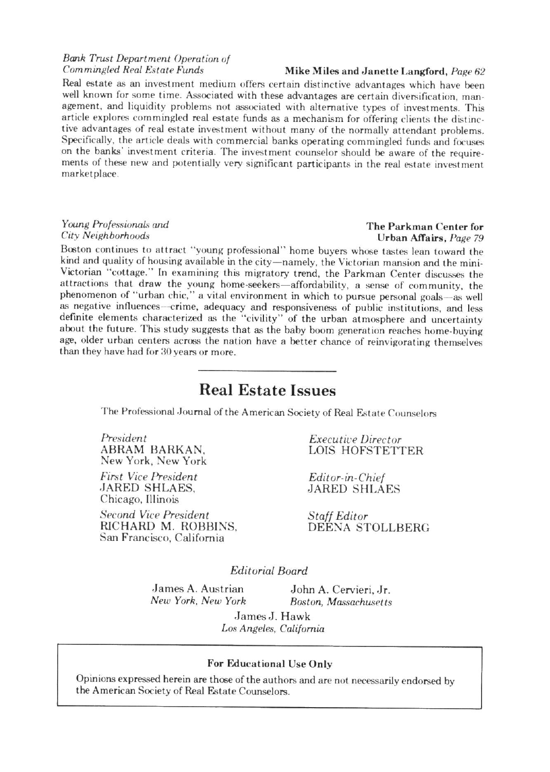*Bank Trust Department Operation of Commingled Real Estate Funds* — **Mike Miles and Janette Langford,** *Page 62*

Real estate as an investment medium offers certain distinctive advantages which have been well known for some time. Associated with these advantages are certain diversification, management, and liquidity problems not associated with alternative types of investments. This article explores commingled real estate funds as a mechanism for offering clients the distinctive advantages of real estate investment without many of the normally attendant problems. Specifically, the article deals with commercial banks operating commingled funds and focuses on the banks' investment criteria. The investment counselor should be aware of the requirements of these new and potentially very significant participants in the real estate investment marketplace.

*Young Professionals and City Neighborhoods* — **The Parkman Center for Urban Affairs,** *Page 79*

Boston continues to attract "young professional" home buyers whose tastes lean toward the kind and quality of housing available in the city—namely, the Victorian mansion and the mini-Victorian "cottage." In examining this migratory trend, the Parkman Center discusses the attractions that draw the young home-seekers—affordability, a sense of community, the phenomenon of "urban chic," a vital environment in which to pursue personal goals—as well as negative influences—crime, adequacy and responsiveness of public institutions, and less definite elements characterized as the "civility" of the urban atmosphere and uncertainty about the future. This study suggests that as the baby boom generation reaches home-buying age, older urban centers across the nation have a better chance of reinvigorating themselves than they have had for 30 years or more.

---

# Real Estate Issues

The Professional Journal of the American Society of Real Estate Counselors

*President*
ABRAM BARKAN,
New York, New York

*First Vice President*
JARED SHLAES,
Chicago, Illinois

*Second Vice President*
RICHARD M. ROBBINS,
San Francisco, California

*Executive Director*
LOIS HOFSTETTER

*Editor-in-Chief*
JARED SHLAES

*Staff Editor*
DEENA STOLLBERG

*Editorial Board*

James A. Austrian
*New York, New York*

John A. Cervieri, Jr.
*Boston, Massachusetts*

James J. Hawk
*Los Angeles, California*

**For Educational Use Only**

Opinions expressed herein are those of the authors and are not necessarily endorsed by the American Society of Real Estate Counselors.